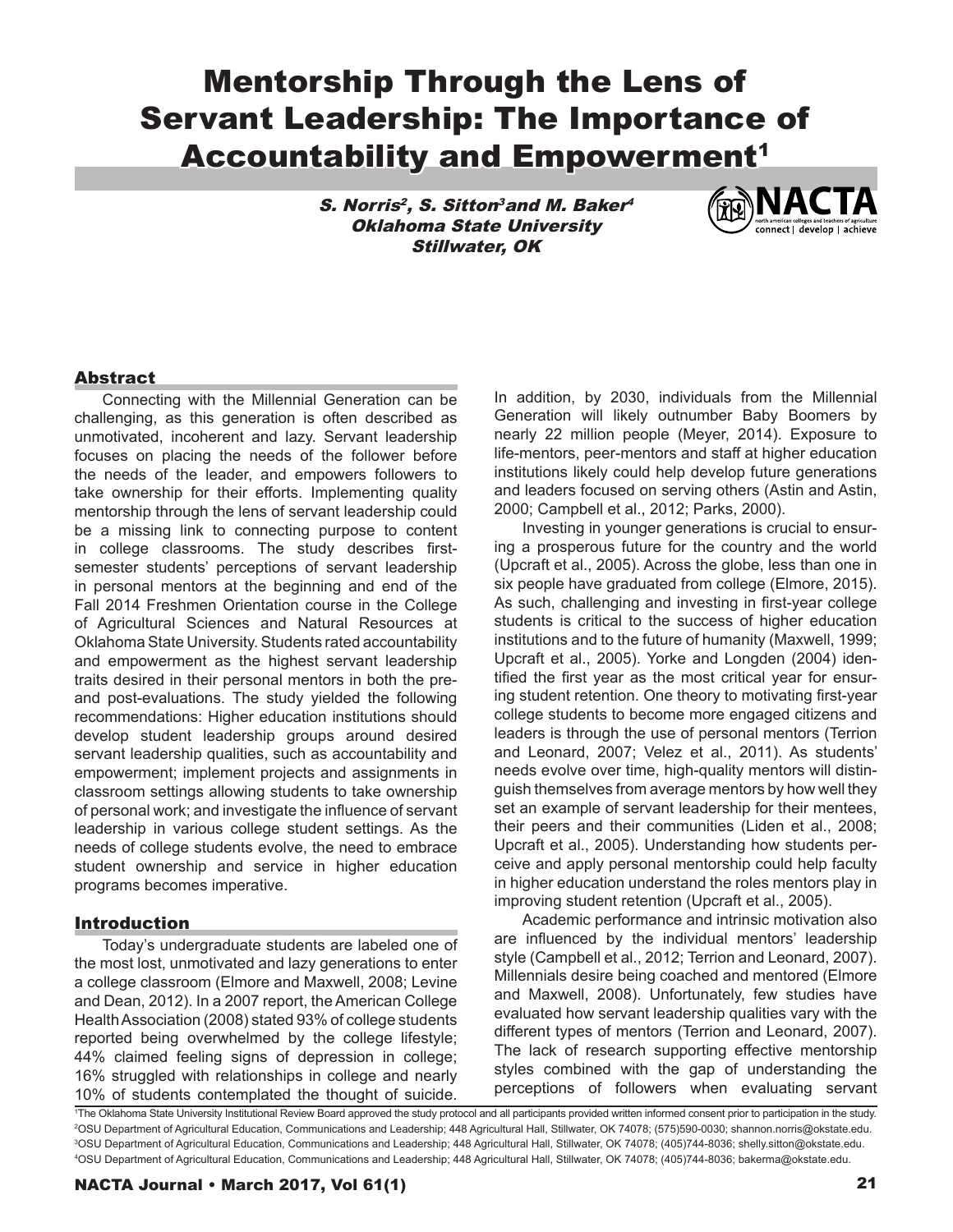# Mentorship Through the Lens of Servant Leadership: The Importance of Accountability and Empowerment[1]

*S. Norris[2], S. Sitton[3] and M. Baker[4]*
*Oklahoma State University*
*Stillwater, OK*

## Abstract

Connecting with the Millennial Generation can be challenging, as this generation is often described as unmotivated, incoherent and lazy. Servant leadership focuses on placing the needs of the follower before the needs of the leader, and empowers followers to take ownership for their efforts. Implementing quality mentorship through the lens of servant leadership could be a missing link to connecting purpose to content in college classrooms. The study describes first-semester students' perceptions of servant leadership in personal mentors at the beginning and end of the Fall 2014 Freshmen Orientation course in the College of Agricultural Sciences and Natural Resources at Oklahoma State University. Students rated accountability and empowerment as the highest servant leadership traits desired in their personal mentors in both the pre- and post-evaluations. The study yielded the following recommendations: Higher education institutions should develop student leadership groups around desired servant leadership qualities, such as accountability and empowerment; implement projects and assignments in classroom settings allowing students to take ownership of personal work; and investigate the influence of servant leadership in various college student settings. As the needs of college students evolve, the need to embrace student ownership and service in higher education programs becomes imperative.

## Introduction

Today's undergraduate students are labeled one of the most lost, unmotivated and lazy generations to enter a college classroom (Elmore and Maxwell, 2008; Levine and Dean, 2012). In a 2007 report, the American College Health Association (2008) stated 93% of college students reported being overwhelmed by the college lifestyle; 44% claimed feeling signs of depression in college; 16% struggled with relationships in college and nearly 10% of students contemplated the thought of suicide. In addition, by 2030, individuals from the Millennial Generation will likely outnumber Baby Boomers by nearly 22 million people (Meyer, 2014). Exposure to life-mentors, peer-mentors and staff at higher education institutions likely could help develop future generations and leaders focused on serving others (Astin and Astin, 2000; Campbell et al., 2012; Parks, 2000).

Investing in younger generations is crucial to ensuring a prosperous future for the country and the world (Upcraft et al., 2005). Across the globe, less than one in six people have graduated from college (Elmore, 2015). As such, challenging and investing in first-year college students is critical to the success of higher education institutions and to the future of humanity (Maxwell, 1999; Upcraft et al., 2005). Yorke and Longden (2004) identified the first year as the most critical year for ensuring student retention. One theory to motivating first-year college students to become more engaged citizens and leaders is through the use of personal mentors (Terrion and Leonard, 2007; Velez et al., 2011). As students' needs evolve over time, high-quality mentors will distinguish themselves from average mentors by how well they set an example of servant leadership for their mentees, their peers and their communities (Liden et al., 2008; Upcraft et al., 2005). Understanding how students perceive and apply personal mentorship could help faculty in higher education understand the roles mentors play in improving student retention (Upcraft et al., 2005).

Academic performance and intrinsic motivation also are influenced by the individual mentors' leadership style (Campbell et al., 2012; Terrion and Leonard, 2007). Millennials desire being coached and mentored (Elmore and Maxwell, 2008). Unfortunately, few studies have evaluated how servant leadership qualities vary with the different types of mentors (Terrion and Leonard, 2007). The lack of research supporting effective mentorship styles combined with the gap of understanding the perceptions of followers when evaluating servant

[1] The Oklahoma State University Institutional Review Board approved the study protocol and all participants provided written informed consent prior to participation in the study.
[2] OSU Department of Agricultural Education, Communications and Leadership; 448 Agricultural Hall, Stillwater, OK 74078; (575)590-0030; shannon.norris@okstate.edu.
[3] OSU Department of Agricultural Education, Communications and Leadership; 448 Agricultural Hall, Stillwater, OK 74078; (405)744-8036; shelly.sitton@okstate.edu.
[4] OSU Department of Agricultural Education, Communications and Leadership; 448 Agricultural Hall, Stillwater, OK 74078; (405)744-8036; bakerma@okstate.edu.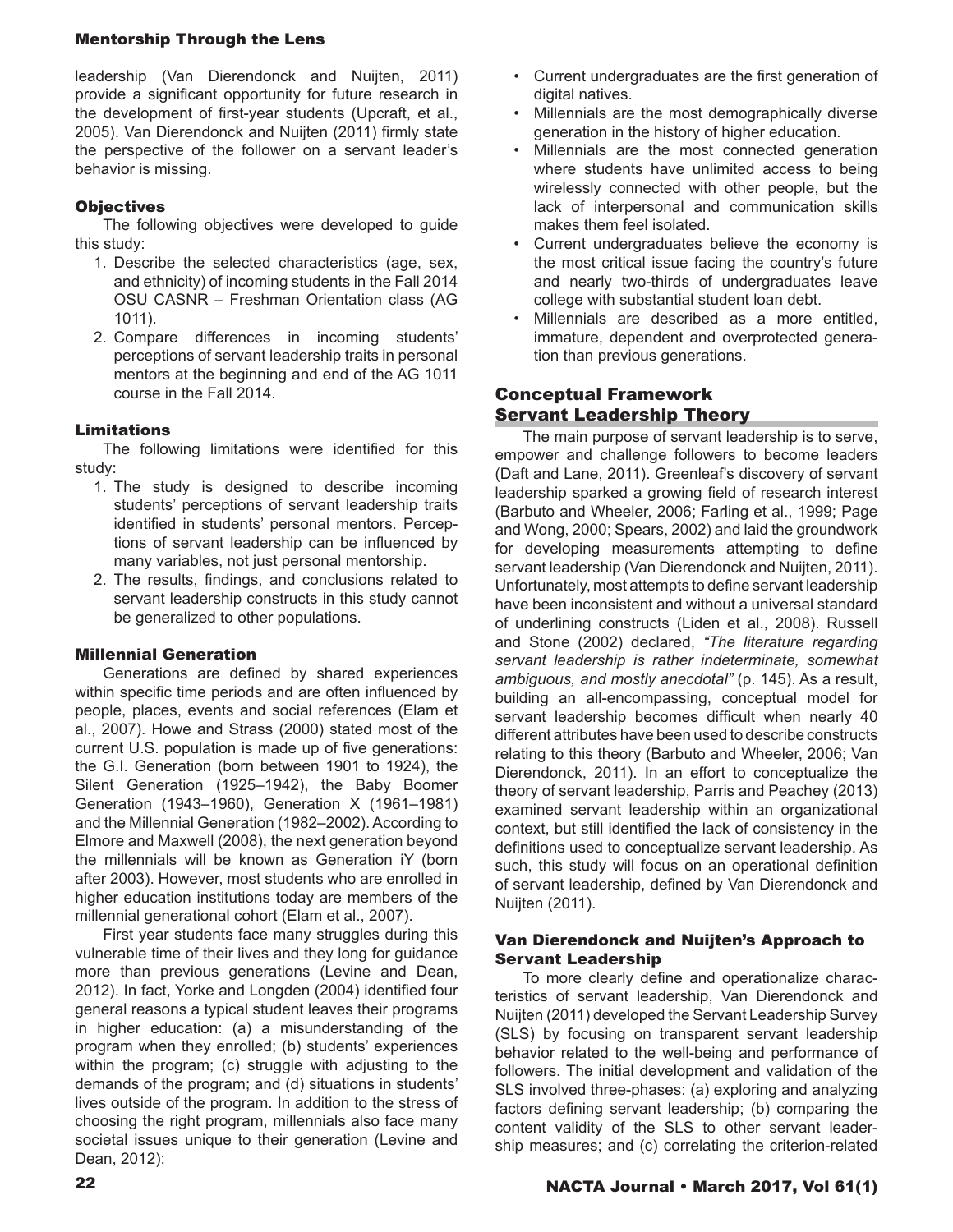leadership (Van Dierendonck and Nuijten, 2011) provide a significant opportunity for future research in the development of first-year students (Upcraft, et al., 2005). Van Dierendonck and Nuijten (2011) firmly state the perspective of the follower on a servant leader's behavior is missing.

### Objectives

The following objectives were developed to guide this study:

1. Describe the selected characteristics (age, sex, and ethnicity) of incoming students in the Fall 2014 OSU CASNR – Freshman Orientation class (AG 1011).
2. Compare differences in incoming students' perceptions of servant leadership traits in personal mentors at the beginning and end of the AG 1011 course in the Fall 2014.

### Limitations

The following limitations were identified for this study:

1. The study is designed to describe incoming students' perceptions of servant leadership traits identified in students' personal mentors. Perceptions of servant leadership can be influenced by many variables, not just personal mentorship.
2. The results, findings, and conclusions related to servant leadership constructs in this study cannot be generalized to other populations.

### Millennial Generation

Generations are defined by shared experiences within specific time periods and are often influenced by people, places, events and social references (Elam et al., 2007). Howe and Strass (2000) stated most of the current U.S. population is made up of five generations: the G.I. Generation (born between 1901 to 1924), the Silent Generation (1925–1942), the Baby Boomer Generation (1943–1960), Generation X (1961–1981) and the Millennial Generation (1982–2002). According to Elmore and Maxwell (2008), the next generation beyond the millennials will be known as Generation iY (born after 2003). However, most students who are enrolled in higher education institutions today are members of the millennial generational cohort (Elam et al., 2007).

First year students face many struggles during this vulnerable time of their lives and they long for guidance more than previous generations (Levine and Dean, 2012). In fact, Yorke and Longden (2004) identified four general reasons a typical student leaves their programs in higher education: (a) a misunderstanding of the program when they enrolled; (b) students' experiences within the program; (c) struggle with adjusting to the demands of the program; and (d) situations in students' lives outside of the program. In addition to the stress of choosing the right program, millennials also face many societal issues unique to their generation (Levine and Dean, 2012):

- Current undergraduates are the first generation of digital natives.
- Millennials are the most demographically diverse generation in the history of higher education.
- Millennials are the most connected generation where students have unlimited access to being wirelessly connected with other people, but the lack of interpersonal and communication skills makes them feel isolated.
- Current undergraduates believe the economy is the most critical issue facing the country's future and nearly two-thirds of undergraduates leave college with substantial student loan debt.
- Millennials are described as a more entitled, immature, dependent and overprotected generation than previous generations.

## Conceptual Framework

## Servant Leadership Theory

The main purpose of servant leadership is to serve, empower and challenge followers to become leaders (Daft and Lane, 2011). Greenleaf's discovery of servant leadership sparked a growing field of research interest (Barbuto and Wheeler, 2006; Farling et al., 1999; Page and Wong, 2000; Spears, 2002) and laid the groundwork for developing measurements attempting to define servant leadership (Van Dierendonck and Nuijten, 2011). Unfortunately, most attempts to define servant leadership have been inconsistent and without a universal standard of underlining constructs (Liden et al., 2008). Russell and Stone (2002) declared, *"The literature regarding servant leadership is rather indeterminate, somewhat ambiguous, and mostly anecdotal"* (p. 145). As a result, building an all-encompassing, conceptual model for servant leadership becomes difficult when nearly 40 different attributes have been used to describe constructs relating to this theory (Barbuto and Wheeler, 2006; Van Dierendonck, 2011). In an effort to conceptualize the theory of servant leadership, Parris and Peachey (2013) examined servant leadership within an organizational context, but still identified the lack of consistency in the definitions used to conceptualize servant leadership. As such, this study will focus on an operational definition of servant leadership, defined by Van Dierendonck and Nuijten (2011).

### Van Dierendonck and Nuijten's Approach to Servant Leadership

To more clearly define and operationalize characteristics of servant leadership, Van Dierendonck and Nuijten (2011) developed the Servant Leadership Survey (SLS) by focusing on transparent servant leadership behavior related to the well-being and performance of followers. The initial development and validation of the SLS involved three-phases: (a) exploring and analyzing factors defining servant leadership; (b) comparing the content validity of the SLS to other servant leadership measures; and (c) correlating the criterion-related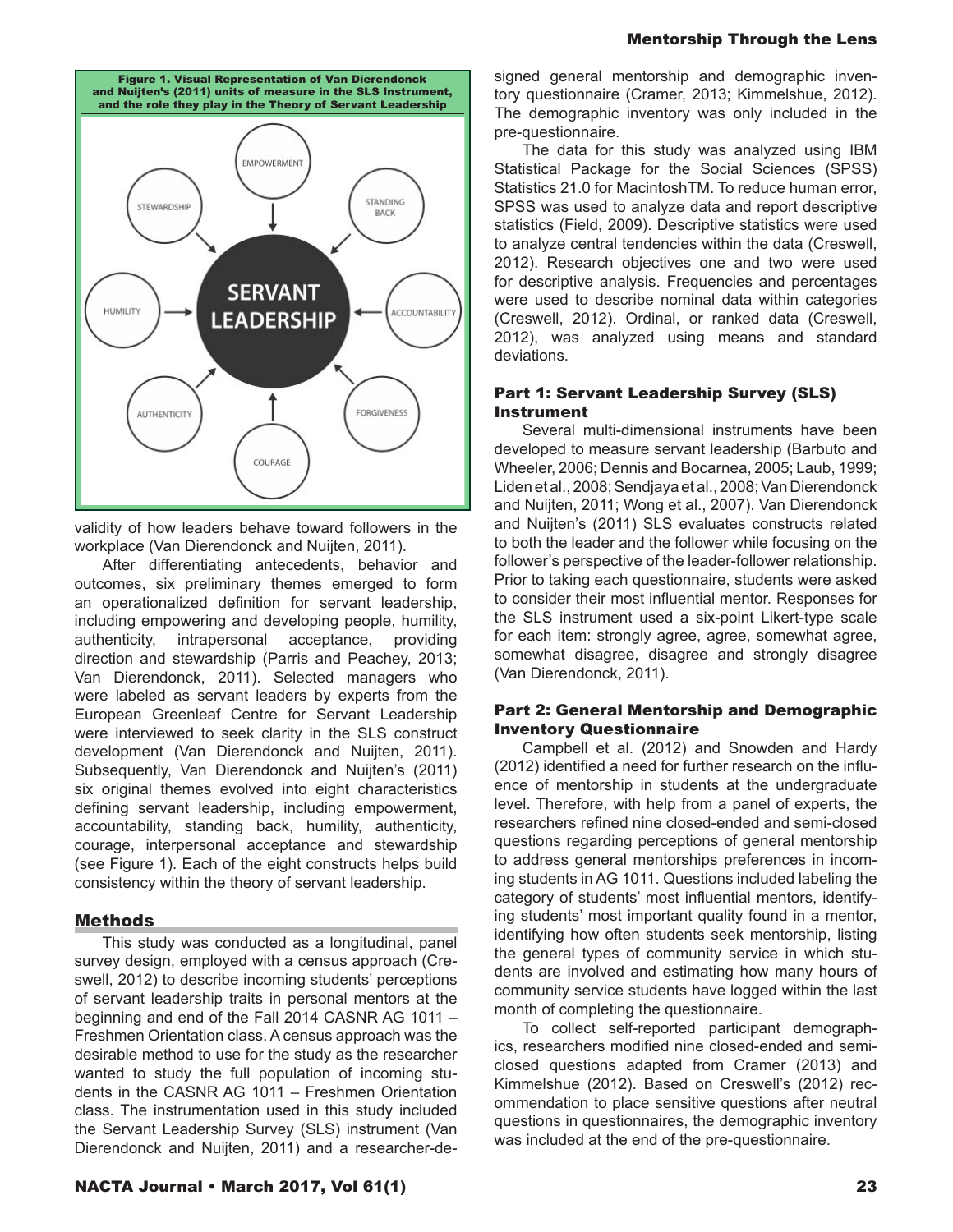**Figure 1. Visual Representation of Van Dierendonck and Nuijten's (2011) units of measure in the SLS Instrument, and the role they play in the Theory of Servant Leadership**

validity of how leaders behave toward followers in the workplace (Van Dierendonck and Nuijten, 2011).

After differentiating antecedents, behavior and outcomes, six preliminary themes emerged to form an operationalized definition for servant leadership, including empowering and developing people, humility, authenticity, intrapersonal acceptance, providing direction and stewardship (Parris and Peachey, 2013; Van Dierendonck, 2011). Selected managers who were labeled as servant leaders by experts from the European Greenleaf Centre for Servant Leadership were interviewed to seek clarity in the SLS construct development (Van Dierendonck and Nuijten, 2011). Subsequently, Van Dierendonck and Nuijten's (2011) six original themes evolved into eight characteristics defining servant leadership, including empowerment, accountability, standing back, humility, authenticity, courage, interpersonal acceptance and stewardship (see Figure 1). Each of the eight constructs helps build consistency within the theory of servant leadership.

## Methods

This study was conducted as a longitudinal, panel survey design, employed with a census approach (Creswell, 2012) to describe incoming students' perceptions of servant leadership traits in personal mentors at the beginning and end of the Fall 2014 CASNR AG 1011 – Freshmen Orientation class. A census approach was the desirable method to use for the study as the researcher wanted to study the full population of incoming students in the CASNR AG 1011 – Freshmen Orientation class. The instrumentation used in this study included the Servant Leadership Survey (SLS) instrument (Van Dierendonck and Nuijten, 2011) and a researcher-designed general mentorship and demographic inventory questionnaire (Cramer, 2013; Kimmelshue, 2012). The demographic inventory was only included in the pre-questionnaire.

The data for this study was analyzed using IBM Statistical Package for the Social Sciences (SPSS) Statistics 21.0 for MacintoshTM. To reduce human error, SPSS was used to analyze data and report descriptive statistics (Field, 2009). Descriptive statistics were used to analyze central tendencies within the data (Creswell, 2012). Research objectives one and two were used for descriptive analysis. Frequencies and percentages were used to describe nominal data within categories (Creswell, 2012). Ordinal, or ranked data (Creswell, 2012), was analyzed using means and standard deviations.

### Part 1: Servant Leadership Survey (SLS) Instrument

Several multi-dimensional instruments have been developed to measure servant leadership (Barbuto and Wheeler, 2006; Dennis and Bocarnea, 2005; Laub, 1999; Liden et al., 2008; Sendjaya et al., 2008; Van Dierendonck and Nuijten, 2011; Wong et al., 2007). Van Dierendonck and Nuijten's (2011) SLS evaluates constructs related to both the leader and the follower while focusing on the follower's perspective of the leader-follower relationship. Prior to taking each questionnaire, students were asked to consider their most influential mentor. Responses for the SLS instrument used a six-point Likert-type scale for each item: strongly agree, agree, somewhat agree, somewhat disagree, disagree and strongly disagree (Van Dierendonck, 2011).

### Part 2: General Mentorship and Demographic Inventory Questionnaire

Campbell et al. (2012) and Snowden and Hardy (2012) identified a need for further research on the influence of mentorship in students at the undergraduate level. Therefore, with help from a panel of experts, the researchers refined nine closed-ended and semi-closed questions regarding perceptions of general mentorship to address general mentorships preferences in incoming students in AG 1011. Questions included labeling the category of students' most influential mentors, identifying students' most important quality found in a mentor, identifying how often students seek mentorship, listing the general types of community service in which students are involved and estimating how many hours of community service students have logged within the last month of completing the questionnaire.

To collect self-reported participant demographics, researchers modified nine closed-ended and semi-closed questions adapted from Cramer (2013) and Kimmelshue (2012). Based on Creswell's (2012) recommendation to place sensitive questions after neutral questions in questionnaires, the demographic inventory was included at the end of the pre-questionnaire.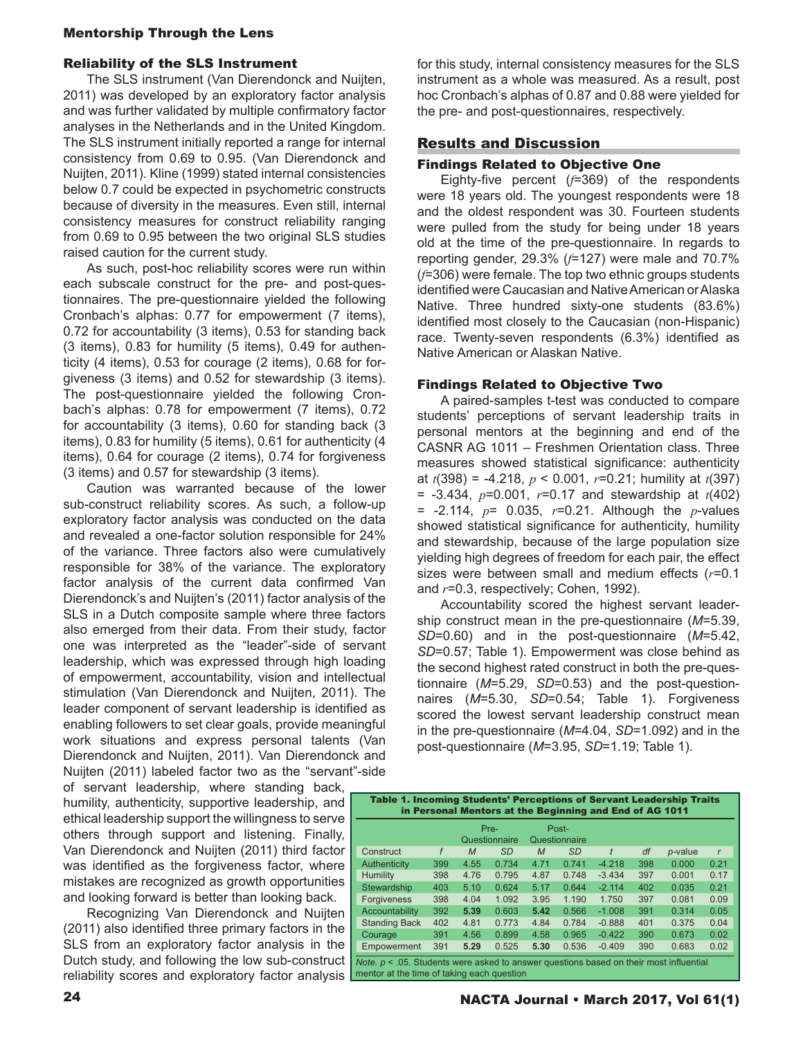### Reliability of the SLS Instrument

The SLS instrument (Van Dierendonck and Nuijten, 2011) was developed by an exploratory factor analysis and was further validated by multiple confirmatory factor analyses in the Netherlands and in the United Kingdom. The SLS instrument initially reported a range for internal consistency from 0.69 to 0.95. (Van Dierendonck and Nuijten, 2011). Kline (1999) stated internal consistencies below 0.7 could be expected in psychometric constructs because of diversity in the measures. Even still, internal consistency measures for construct reliability ranging from 0.69 to 0.95 between the two original SLS studies raised caution for the current study.

As such, post-hoc reliability scores were run within each subscale construct for the pre- and post-questionnaires. The pre-questionnaire yielded the following Cronbach's alphas: 0.77 for empowerment (7 items), 0.72 for accountability (3 items), 0.53 for standing back (3 items), 0.83 for humility (5 items), 0.49 for authenticity (4 items), 0.53 for courage (2 items), 0.68 for forgiveness (3 items) and 0.52 for stewardship (3 items). The post-questionnaire yielded the following Cronbach's alphas: 0.78 for empowerment (7 items), 0.72 for accountability (3 items), 0.60 for standing back (3 items), 0.83 for humility (5 items), 0.61 for authenticity (4 items), 0.64 for courage (2 items), 0.74 for forgiveness (3 items) and 0.57 for stewardship (3 items).

Caution was warranted because of the lower sub-construct reliability scores. As such, a follow-up exploratory factor analysis was conducted on the data and revealed a one-factor solution responsible for 24% of the variance. Three factors also were cumulatively responsible for 38% of the variance. The exploratory factor analysis of the current data confirmed Van Dierendonck's and Nuijten's (2011) factor analysis of the SLS in a Dutch composite sample where three factors also emerged from their data. From their study, factor one was interpreted as the "leader"-side of servant leadership, which was expressed through high loading of empowerment, accountability, vision and intellectual stimulation (Van Dierendonck and Nuijten, 2011). The leader component of servant leadership is identified as enabling followers to set clear goals, provide meaningful work situations and express personal talents (Van Dierendonck and Nuijten, 2011). Van Dierendonck and Nuijten (2011) labeled factor two as the "servant"-side of servant leadership, where standing back, humility, authenticity, supportive leadership, and ethical leadership support the willingness to serve others through support and listening. Finally, Van Dierendonck and Nuijten (2011) third factor was identified as the forgiveness factor, where mistakes are recognized as growth opportunities and looking forward is better than looking back.

Recognizing Van Dierendonck and Nuijten (2011) also identified three primary factors in the SLS from an exploratory factor analysis in the Dutch study, and following the low sub-construct reliability scores and exploratory factor analysis for this study, internal consistency measures for the SLS instrument as a whole was measured. As a result, post hoc Cronbach's alphas of 0.87 and 0.88 were yielded for the pre- and post-questionnaires, respectively.

## Results and Discussion

### Findings Related to Objective One

Eighty-five percent (*f*=369) of the respondents were 18 years old. The youngest respondents were 18 and the oldest respondent was 30. Fourteen students were pulled from the study for being under 18 years old at the time of the pre-questionnaire. In regards to reporting gender, 29.3% (*f*=127) were male and 70.7% (*f*=306) were female. The top two ethnic groups students identified were Caucasian and Native American or Alaska Native. Three hundred sixty-one students (83.6%) identified most closely to the Caucasian (non-Hispanic) race. Twenty-seven respondents (6.3%) identified as Native American or Alaskan Native.

### Findings Related to Objective Two

A paired-samples t-test was conducted to compare students' perceptions of servant leadership traits in personal mentors at the beginning and end of the CASNR AG 1011 – Freshmen Orientation class. Three measures showed statistical significance: authenticity at $t(398) = -4.218$, $p < 0.001$, $r=0.21$; humility at $t(397) = -3.434$, $p=0.001$, $r=0.17$ and stewardship at $t(402) = -2.114$, $p= 0.035$, $r=0.21$. Although the $p$-values showed statistical significance for authenticity, humility and stewardship, because of the large population size yielding high degrees of freedom for each pair, the effect sizes were between small and medium effects ($r=0.1$ and $r=0.3$, respectively; Cohen, 1992).

Accountability scored the highest servant leadership construct mean in the pre-questionnaire (*M*=5.39, *SD*=0.60) and in the post-questionnaire (*M*=5.42, *SD*=0.57; Table 1). Empowerment was close behind as the second highest rated construct in both the pre-questionnaire (*M*=5.29, *SD*=0.53) and the post-questionnaires (*M*=5.30, *SD*=0.54; Table 1). Forgiveness scored the lowest servant leadership construct mean in the pre-questionnaire (*M*=4.04, *SD*=1.092) and in the post-questionnaire (*M*=3.95, *SD*=1.19; Table 1).

**Table 1. Incoming Students' Perceptions of Servant Leadership Traits in Personal Mentors at the Beginning and End of AG 1011**

| | | Pre-Questionnaire | | Post-Questionnaire | | | | | |
|---|---|---|---|---|---|---|---|---|---|
| Construct | *f* | *M* | *SD* | *M* | *SD* | *t* | *df* | *p*-value | *r* |
| Authenticity | 399 | 4.55 | 0.734 | 4.71 | 0.741 | -4.218 | 398 | 0.000 | 0.21 |
| Humility | 398 | 4.76 | 0.795 | 4.87 | 0.748 | -3.434 | 397 | 0.001 | 0.17 |
| Stewardship | 403 | 5.10 | 0.624 | 5.17 | 0.644 | -2.114 | 402 | 0.035 | 0.21 |
| Forgiveness | 398 | 4.04 | 1.092 | 3.95 | 1.190 | 1.750 | 397 | 0.081 | 0.09 |
| Accountability | 392 | **5.39** | 0.603 | **5.42** | 0.566 | -1.008 | 391 | 0.314 | 0.05 |
| Standing Back | 402 | 4.81 | 0.773 | 4.84 | 0.784 | -0.888 | 401 | 0.375 | 0.04 |
| Courage | 391 | 4.56 | 0.899 | 4.58 | 0.965 | -0.422 | 390 | 0.673 | 0.02 |
| Empowerment | 391 | **5.29** | 0.525 | **5.30** | 0.536 | -0.409 | 390 | 0.683 | 0.02 |

*Note.* $p < .05$. Students were asked to answer questions based on their most influential mentor at the time of taking each question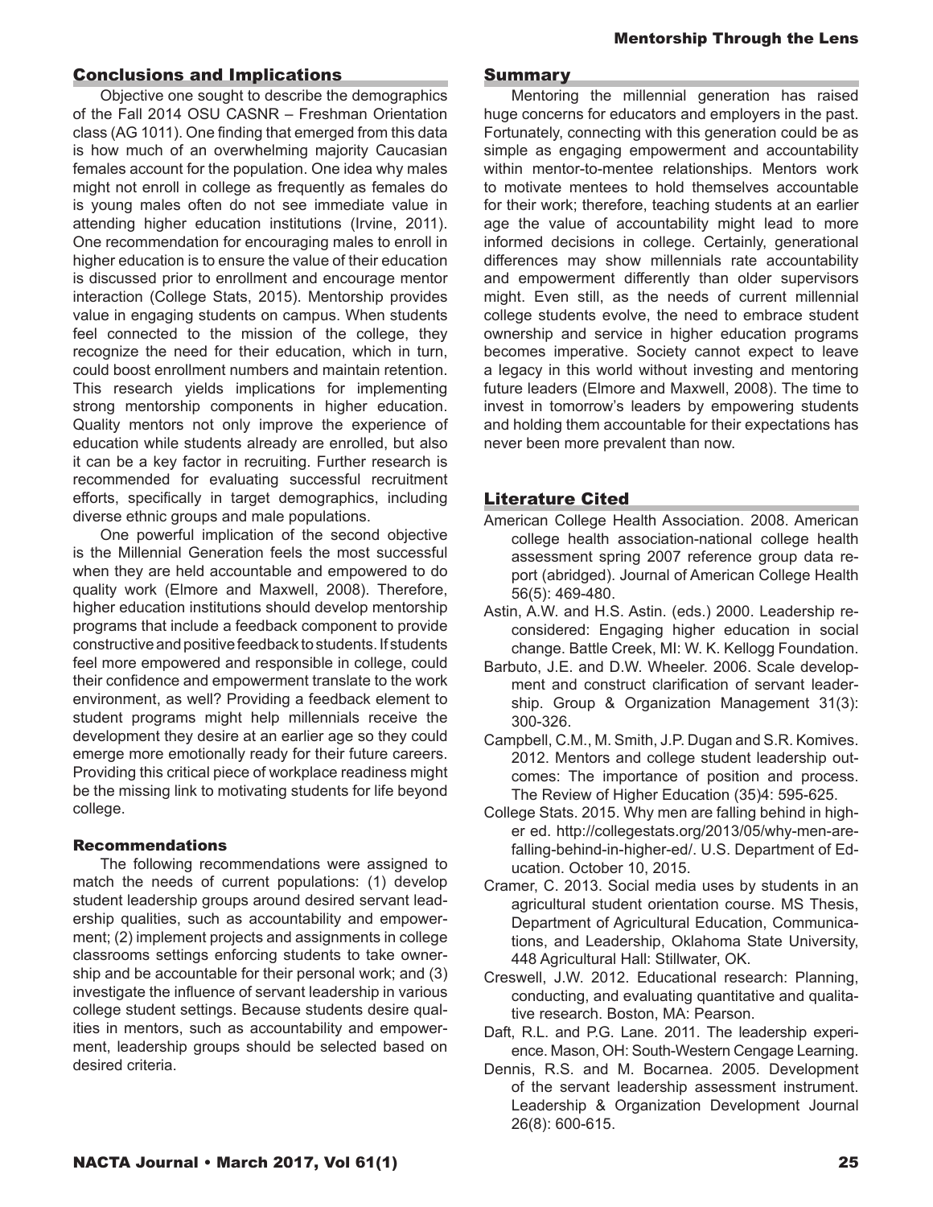## Conclusions and Implications

Objective one sought to describe the demographics of the Fall 2014 OSU CASNR – Freshman Orientation class (AG 1011). One finding that emerged from this data is how much of an overwhelming majority Caucasian females account for the population. One idea why males might not enroll in college as frequently as females do is young males often do not see immediate value in attending higher education institutions (Irvine, 2011). One recommendation for encouraging males to enroll in higher education is to ensure the value of their education is discussed prior to enrollment and encourage mentor interaction (College Stats, 2015). Mentorship provides value in engaging students on campus. When students feel connected to the mission of the college, they recognize the need for their education, which in turn, could boost enrollment numbers and maintain retention. This research yields implications for implementing strong mentorship components in higher education. Quality mentors not only improve the experience of education while students already are enrolled, but also it can be a key factor in recruiting. Further research is recommended for evaluating successful recruitment efforts, specifically in target demographics, including diverse ethnic groups and male populations.

One powerful implication of the second objective is the Millennial Generation feels the most successful when they are held accountable and empowered to do quality work (Elmore and Maxwell, 2008). Therefore, higher education institutions should develop mentorship programs that include a feedback component to provide constructive and positive feedback to students. If students feel more empowered and responsible in college, could their confidence and empowerment translate to the work environment, as well? Providing a feedback element to student programs might help millennials receive the development they desire at an earlier age so they could emerge more emotionally ready for their future careers. Providing this critical piece of workplace readiness might be the missing link to motivating students for life beyond college.

### Recommendations

The following recommendations were assigned to match the needs of current populations: (1) develop student leadership groups around desired servant leadership qualities, such as accountability and empowerment; (2) implement projects and assignments in college classrooms settings enforcing students to take ownership and be accountable for their personal work; and (3) investigate the influence of servant leadership in various college student settings. Because students desire qualities in mentors, such as accountability and empowerment, leadership groups should be selected based on desired criteria.

## Summary

Mentoring the millennial generation has raised huge concerns for educators and employers in the past. Fortunately, connecting with this generation could be as simple as engaging empowerment and accountability within mentor-to-mentee relationships. Mentors work to motivate mentees to hold themselves accountable for their work; therefore, teaching students at an earlier age the value of accountability might lead to more informed decisions in college. Certainly, generational differences may show millennials rate accountability and empowerment differently than older supervisors might. Even still, as the needs of current millennial college students evolve, the need to embrace student ownership and service in higher education programs becomes imperative. Society cannot expect to leave a legacy in this world without investing and mentoring future leaders (Elmore and Maxwell, 2008). The time to invest in tomorrow's leaders by empowering students and holding them accountable for their expectations has never been more prevalent than now.

## Literature Cited

American College Health Association. 2008. American college health association-national college health assessment spring 2007 reference group data report (abridged). Journal of American College Health 56(5): 469-480.

Astin, A.W. and H.S. Astin. (eds.) 2000. Leadership reconsidered: Engaging higher education in social change. Battle Creek, MI: W. K. Kellogg Foundation.

Barbuto, J.E. and D.W. Wheeler. 2006. Scale development and construct clarification of servant leadership. Group & Organization Management 31(3): 300-326.

Campbell, C.M., M. Smith, J.P. Dugan and S.R. Komives. 2012. Mentors and college student leadership outcomes: The importance of position and process. The Review of Higher Education (35)4: 595-625.

College Stats. 2015. Why men are falling behind in higher ed. http://collegestats.org/2013/05/why-men-are-falling-behind-in-higher-ed/. U.S. Department of Education. October 10, 2015.

Cramer, C. 2013. Social media uses by students in an agricultural student orientation course. MS Thesis, Department of Agricultural Education, Communications, and Leadership, Oklahoma State University, 448 Agricultural Hall: Stillwater, OK.

Creswell, J.W. 2012. Educational research: Planning, conducting, and evaluating quantitative and qualitative research. Boston, MA: Pearson.

Daft, R.L. and P.G. Lane. 2011. The leadership experience. Mason, OH: South-Western Cengage Learning.

Dennis, R.S. and M. Bocarnea. 2005. Development of the servant leadership assessment instrument. Leadership & Organization Development Journal 26(8): 600-615.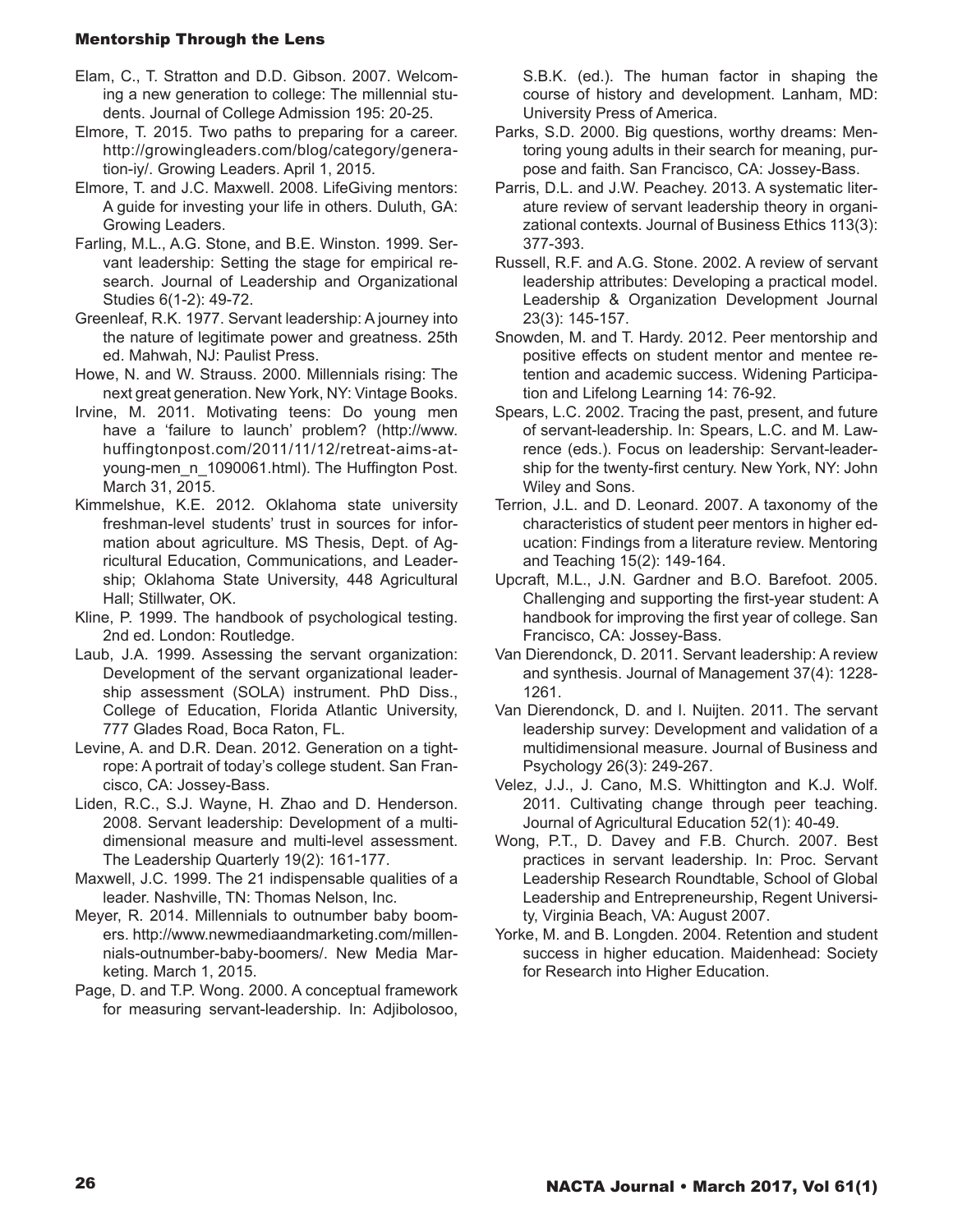Elam, C., T. Stratton and D.D. Gibson. 2007. Welcoming a new generation to college: The millennial students. Journal of College Admission 195: 20-25.

Elmore, T. 2015. Two paths to preparing for a career. http://growingleaders.com/blog/category/generation-iy/. Growing Leaders. April 1, 2015.

Elmore, T. and J.C. Maxwell. 2008. LifeGiving mentors: A guide for investing your life in others. Duluth, GA: Growing Leaders.

Farling, M.L., A.G. Stone, and B.E. Winston. 1999. Servant leadership: Setting the stage for empirical research. Journal of Leadership and Organizational Studies 6(1-2): 49-72.

Greenleaf, R.K. 1977. Servant leadership: A journey into the nature of legitimate power and greatness. 25th ed. Mahwah, NJ: Paulist Press.

Howe, N. and W. Strauss. 2000. Millennials rising: The next great generation. New York, NY: Vintage Books.

Irvine, M. 2011. Motivating teens: Do young men have a 'failure to launch' problem? (http://www.huffingtonpost.com/2011/11/12/retreat-aims-at-young-men_n_1090061.html). The Huffington Post. March 31, 2015.

Kimmelshue, K.E. 2012. Oklahoma state university freshman-level students' trust in sources for information about agriculture. MS Thesis, Dept. of Agricultural Education, Communications, and Leadership; Oklahoma State University, 448 Agricultural Hall; Stillwater, OK.

Kline, P. 1999. The handbook of psychological testing. 2nd ed. London: Routledge.

Laub, J.A. 1999. Assessing the servant organization: Development of the servant organizational leadership assessment (SOLA) instrument. PhD Diss., College of Education, Florida Atlantic University, 777 Glades Road, Boca Raton, FL.

Levine, A. and D.R. Dean. 2012. Generation on a tightrope: A portrait of today's college student. San Francisco, CA: Jossey-Bass.

Liden, R.C., S.J. Wayne, H. Zhao and D. Henderson. 2008. Servant leadership: Development of a multidimensional measure and multi-level assessment. The Leadership Quarterly 19(2): 161-177.

Maxwell, J.C. 1999. The 21 indispensable qualities of a leader. Nashville, TN: Thomas Nelson, Inc.

Meyer, R. 2014. Millennials to outnumber baby boomers. http://www.newmediaandmarketing.com/millennials-outnumber-baby-boomers/. New Media Marketing. March 1, 2015.

Page, D. and T.P. Wong. 2000. A conceptual framework for measuring servant-leadership. In: Adjibolosoo, S.B.K. (ed.). The human factor in shaping the course of history and development. Lanham, MD: University Press of America.

Parks, S.D. 2000. Big questions, worthy dreams: Mentoring young adults in their search for meaning, purpose and faith. San Francisco, CA: Jossey-Bass.

Parris, D.L. and J.W. Peachey. 2013. A systematic literature review of servant leadership theory in organizational contexts. Journal of Business Ethics 113(3): 377-393.

Russell, R.F. and A.G. Stone. 2002. A review of servant leadership attributes: Developing a practical model. Leadership & Organization Development Journal 23(3): 145-157.

Snowden, M. and T. Hardy. 2012. Peer mentorship and positive effects on student mentor and mentee retention and academic success. Widening Participation and Lifelong Learning 14: 76-92.

Spears, L.C. 2002. Tracing the past, present, and future of servant-leadership. In: Spears, L.C. and M. Lawrence (eds.). Focus on leadership: Servant-leadership for the twenty-first century. New York, NY: John Wiley and Sons.

Terrion, J.L. and D. Leonard. 2007. A taxonomy of the characteristics of student peer mentors in higher education: Findings from a literature review. Mentoring and Teaching 15(2): 149-164.

Upcraft, M.L., J.N. Gardner and B.O. Barefoot. 2005. Challenging and supporting the first-year student: A handbook for improving the first year of college. San Francisco, CA: Jossey-Bass.

Van Dierendonck, D. 2011. Servant leadership: A review and synthesis. Journal of Management 37(4): 1228-1261.

Van Dierendonck, D. and I. Nuijten. 2011. The servant leadership survey: Development and validation of a multidimensional measure. Journal of Business and Psychology 26(3): 249-267.

Velez, J.J., J. Cano, M.S. Whittington and K.J. Wolf. 2011. Cultivating change through peer teaching. Journal of Agricultural Education 52(1): 40-49.

Wong, P.T., D. Davey and F.B. Church. 2007. Best practices in servant leadership. In: Proc. Servant Leadership Research Roundtable, School of Global Leadership and Entrepreneurship, Regent University, Virginia Beach, VA: August 2007.

Yorke, M. and B. Longden. 2004. Retention and student success in higher education. Maidenhead: Society for Research into Higher Education.